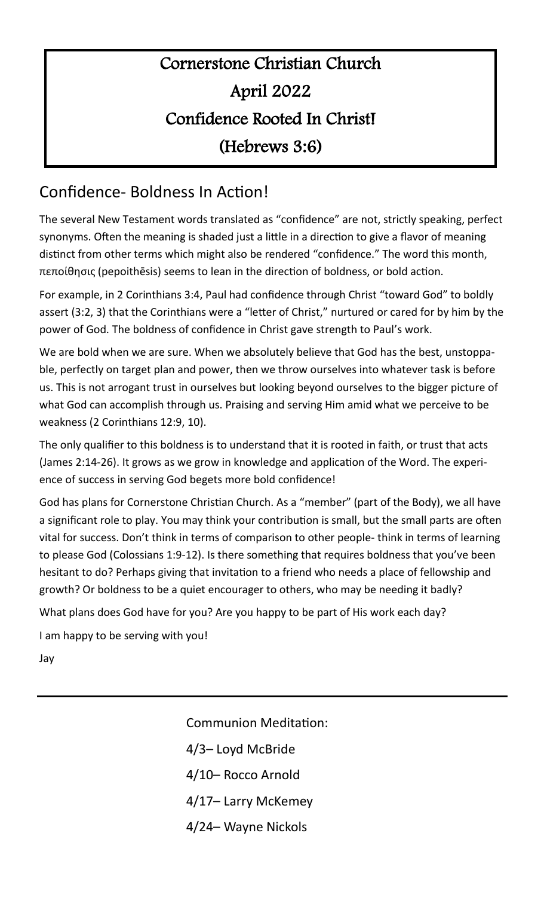# Cornerstone Christian Church

# April 2022

# Confidence Rooted In Christ!

# (Hebrews 3:6)

## Confidence- Boldness In Action!

The several New Testament words translated as "confidence" are not, strictly speaking, perfect synonyms. Often the meaning is shaded just a little in a direction to give a flavor of meaning distinct from other terms which might also be rendered "confidence." The word this month, πεποίθησις (pepoithēsis) seems to lean in the direction of boldness, or bold action.

For example, in 2 Corinthians 3:4, Paul had confidence through Christ "toward God" to boldly assert (3:2, 3) that the Corinthians were a "letter of Christ," nurtured or cared for by him by the power of God. The boldness of confidence in Christ gave strength to Paul's work.

We are bold when we are sure. When we absolutely believe that God has the best, unstoppable, perfectly on target plan and power, then we throw ourselves into whatever task is before us. This is not arrogant trust in ourselves but looking beyond ourselves to the bigger picture of what God can accomplish through us. Praising and serving Him amid what we perceive to be weakness (2 Corinthians 12:9, 10).

The only qualifier to this boldness is to understand that it is rooted in faith, or trust that acts (James 2:14-26). It grows as we grow in knowledge and application of the Word. The experience of success in serving God begets more bold confidence!

God has plans for Cornerstone Christian Church. As a "member" (part of the Body), we all have a significant role to play. You may think your contribution is small, but the small parts are often vital for success. Don't think in terms of comparison to other people- think in terms of learning to please God (Colossians 1:9-12). Is there something that requires boldness that you've been hesitant to do? Perhaps giving that invitation to a friend who needs a place of fellowship and growth? Or boldness to be a quiet encourager to others, who may be needing it badly?

What plans does God have for you? Are you happy to be part of His work each day?

I am happy to be serving with you!

Jay

---

Communion Meditation:

4/3– Loyd McBride

4/10– Rocco Arnold

4/17– Larry McKemey

4/24– Wayne Nickols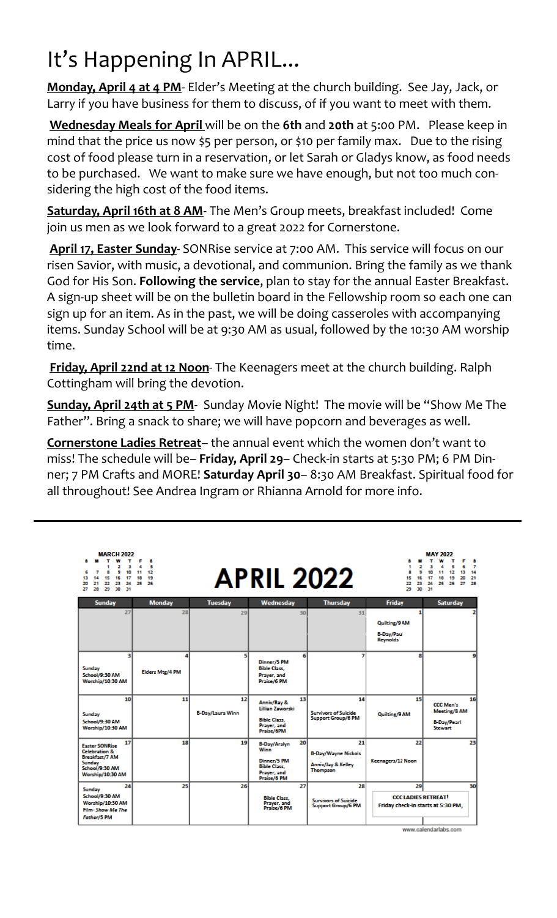# It's Happening In APRIL...

**Monday, April 4 at 4 PM**- Elder's Meeting at the church building. See Jay, Jack, or Larry if you have business for them to discuss, of if you want to meet with them.

**Wednesday Meals for April** will be on the **6th** and **20th** at 5:00 PM. Please keep in mind that the price us now $5 per person, or $10 per family max. Due to the rising cost of food please turn in a reservation, or let Sarah or Gladys know, as food needs to be purchased. We want to make sure we have enough, but not too much considering the high cost of the food items.

**Saturday, April 16th at 8 AM**- The Men's Group meets, breakfast included! Come join us men as we look forward to a great 2022 for Cornerstone.

**April 17, Easter Sunday**- SONRise service at 7:00 AM. This service will focus on our risen Savior, with music, a devotional, and communion. Bring the family as we thank God for His Son. **Following the service**, plan to stay for the annual Easter Breakfast. A sign-up sheet will be on the bulletin board in the Fellowship room so each one can sign up for an item. As in the past, we will be doing casseroles with accompanying items. Sunday School will be at 9:30 AM as usual, followed by the 10:30 AM worship time.

**Friday, April 22nd at 12 Noon**- The Keenagers meet at the church building. Ralph Cottingham will bring the devotion.

**Sunday, April 24th at 5 PM**- Sunday Movie Night! The movie will be "Show Me The Father". Bring a snack to share; we will have popcorn and beverages as well.

**Cornerstone Ladies Retreat**– the annual event which the women don't want to miss! The schedule will be– **Friday, April 29**– Check-in starts at 5:30 PM; 6 PM Dinner; 7 PM Crafts and MORE! **Saturday April 30**– 8:30 AM Breakfast. Spiritual food for all throughout! See Andrea Ingram or Rhianna Arnold for more info.

## APRIL 2022

| Sunday | Monday | Tuesday | Wednesday | Thursday | Friday | Saturday |
|---|---|---|---|---|---|---|
| 27 | 28 | 29 | 30 | 31 | 1 Quilting/9 AM B-Day/Pau Reynolds | 2 |
| 3 Sunday School/9:30 AM Worship/10:30 AM | 4 Elders Mtg/4 PM | 5 | 6 Dinner/5 PM Bible Class, Prayer, and Praise/6 PM | 7 | 8 | 9 |
| 10 Sunday School/9:30 AM Worship/10:30 AM | 11 | 12 B-Day/Laura Winn | 13 Anniv/Ray & Lillian Zaworski Bible Class, Prayer, and Praise/6PM | 14 Survivors of Suicide Support Group/6 PM | 15 Quilting/9 AM | 16 CCC Men's Meeting/8 AM B-Day/Pearl Stewart |
| 17 Easter SONRise Celebration & Breakfast/7 AM Sunday School/9:30 AM Worship/10:30 AM | 18 | 19 | 20 B-Day/Aralyn Winn Dinner/5 PM Bible Class, Prayer, and Praise/6 PM | 21 B-Day/Wayne Nickols Anniv/Jay & Kelley Thompson | 22 Keenagers/12 Noon | 23 |
| 24 Sunday School/9:30 AM Worship/10:30 AM Film- *Show Me The Father*/5 PM | 25 | 26 | 27 Bible Class, Prayer, and Praise/6 PM | 28 Survivors of Suicide Support Group/6 PM | 29 CCC LADIES RETREAT! Friday check-in starts at 5:30 PM, | 30 |

www.calendarlabs.com